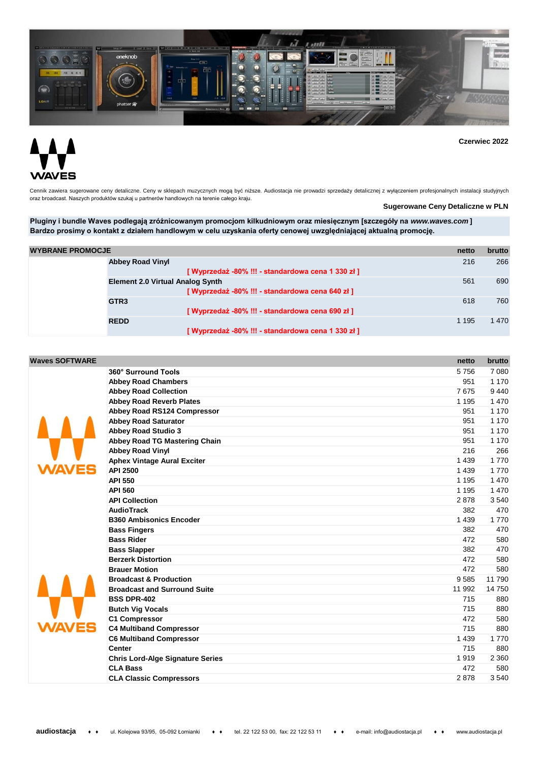Czerwiec 2022

Cennik zawiera sugerowane ceny detaliczne. Ceny w sklepach muzycznych mogą być niższe. Audiostacja nie prowadzi sprzedaży detalicznej z wyłączeniem profesjonalnych instalacji studyjnych oraz broadcast. Naszych produktów szukaj u partnerów handlowych na terenie całego kraju.

**Sugerowane Ceny Detaliczne w PLN**

**Pluginy i bundle Waves podlegają zróżnicowanym promocjom kilkudniowym oraz miesięcznym [szczegóły na *www.waves.com* ]**
**Bardzo prosimy o kontakt z działem handlowym w celu uzyskania oferty cenowej uwzględniającej aktualną promocję.**

| WYBRANE PROMOCJE | netto | brutto |
|---|---|---|
| **Abbey Road Vinyl** | 216 | 266 |
| **[ Wyprzedaż -80% !!! - standardowa cena 1 330 zł ]** | | |
| **Element 2.0 Virtual Analog Synth** | 561 | 690 |
| **[ Wyprzedaż -80% !!! - standardowa cena 640 zł ]** | | |
| **GTR3** | 618 | 760 |
| **[ Wyprzedaż -80% !!! - standardowa cena 690 zł ]** | | |
| **REDD** | 1 195 | 1 470 |
| **[ Wyprzedaż -80% !!! - standardowa cena 1 330 zł ]** | | |

| Waves SOFTWARE | netto | brutto |
|---|---|---|
| **360° Surround Tools** | 5 756 | 7 080 |
| **Abbey Road Chambers** | 951 | 1 170 |
| **Abbey Road Collection** | 7 675 | 9 440 |
| **Abbey Road Reverb Plates** | 1 195 | 1 470 |
| **Abbey Road RS124 Compressor** | 951 | 1 170 |
| **Abbey Road Saturator** | 951 | 1 170 |
| **Abbey Road Studio 3** | 951 | 1 170 |
| **Abbey Road TG Mastering Chain** | 951 | 1 170 |
| **Abbey Road Vinyl** | 216 | 266 |
| **Aphex Vintage Aural Exciter** | 1 439 | 1 770 |
| **API 2500** | 1 439 | 1 770 |
| **API 550** | 1 195 | 1 470 |
| **API 560** | 1 195 | 1 470 |
| **API Collection** | 2 878 | 3 540 |
| **AudioTrack** | 382 | 470 |
| **B360 Ambisonics Encoder** | 1 439 | 1 770 |
| **Bass Fingers** | 382 | 470 |
| **Bass Rider** | 472 | 580 |
| **Bass Slapper** | 382 | 470 |
| **Berzerk Distortion** | 472 | 580 |
| **Brauer Motion** | 472 | 580 |
| **Broadcast & Production** | 9 585 | 11 790 |
| **Broadcast and Surround Suite** | 11 992 | 14 750 |
| **BSS DPR-402** | 715 | 880 |
| **Butch Vig Vocals** | 715 | 880 |
| **C1 Compressor** | 472 | 580 |
| **C4 Multiband Compressor** | 715 | 880 |
| **C6 Multiband Compressor** | 1 439 | 1 770 |
| **Center** | 715 | 880 |
| **Chris Lord-Alge Signature Series** | 1 919 | 2 360 |
| **CLA Bass** | 472 | 580 |
| **CLA Classic Compressors** | 2 878 | 3 540 |

**audiostacja** ♦ ♦ ul. Kolejowa 93/95, 05-092 Łomianki ♦ ♦ tel. 22 122 53 00, fax: 22 122 53 11 ♦ ♦ e-mail: info@audiostacja.pl ♦ ♦ www.audiostacja.pl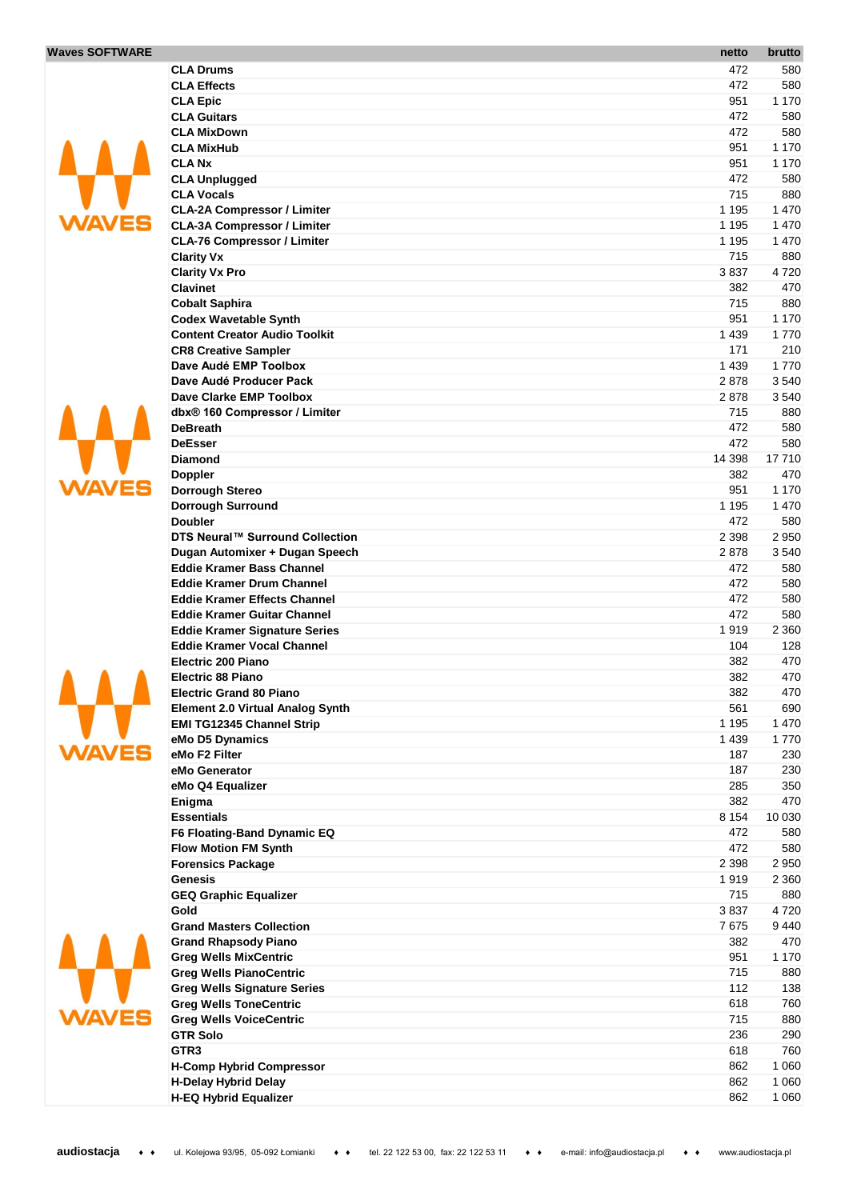| Waves SOFTWARE | | netto | brutto |
|---|---|---|---|
| | **CLA Drums** | 472 | 580 |
| | **CLA Effects** | 472 | 580 |
| | **CLA Epic** | 951 | 1 170 |
| | **CLA Guitars** | 472 | 580 |
| | **CLA MixDown** | 472 | 580 |
| | **CLA MixHub** | 951 | 1 170 |
| | **CLA Nx** | 951 | 1 170 |
| | **CLA Unplugged** | 472 | 580 |
| | **CLA Vocals** | 715 | 880 |
| | **CLA-2A Compressor / Limiter** | 1 195 | 1 470 |
| | **CLA-3A Compressor / Limiter** | 1 195 | 1 470 |
| | **CLA-76 Compressor / Limiter** | 1 195 | 1 470 |
| | **Clarity Vx** | 715 | 880 |
| | **Clarity Vx Pro** | 3 837 | 4 720 |
| | **Clavinet** | 382 | 470 |
| | **Cobalt Saphira** | 715 | 880 |
| | **Codex Wavetable Synth** | 951 | 1 170 |
| | **Content Creator Audio Toolkit** | 1 439 | 1 770 |
| | **CR8 Creative Sampler** | 171 | 210 |
| | **Dave Audé EMP Toolbox** | 1 439 | 1 770 |
| | **Dave Audé Producer Pack** | 2 878 | 3 540 |
| | **Dave Clarke EMP Toolbox** | 2 878 | 3 540 |
| | **dbx® 160 Compressor / Limiter** | 715 | 880 |
| | **DeBreath** | 472 | 580 |
| | **DeEsser** | 472 | 580 |
| | **Diamond** | 14 398 | 17 710 |
| | **Doppler** | 382 | 470 |
| | **Dorrough Stereo** | 951 | 1 170 |
| | **Dorrough Surround** | 1 195 | 1 470 |
| | **Doubler** | 472 | 580 |
| | **DTS Neural™ Surround Collection** | 2 398 | 2 950 |
| | **Dugan Automixer + Dugan Speech** | 2 878 | 3 540 |
| | **Eddie Kramer Bass Channel** | 472 | 580 |
| | **Eddie Kramer Drum Channel** | 472 | 580 |
| | **Eddie Kramer Effects Channel** | 472 | 580 |
| | **Eddie Kramer Guitar Channel** | 472 | 580 |
| | **Eddie Kramer Signature Series** | 1 919 | 2 360 |
| | **Eddie Kramer Vocal Channel** | 104 | 128 |
| | **Electric 200 Piano** | 382 | 470 |
| | **Electric 88 Piano** | 382 | 470 |
| | **Electric Grand 80 Piano** | 382 | 470 |
| | **Element 2.0 Virtual Analog Synth** | 561 | 690 |
| | **EMI TG12345 Channel Strip** | 1 195 | 1 470 |
| | **eMo D5 Dynamics** | 1 439 | 1 770 |
| | **eMo F2 Filter** | 187 | 230 |
| | **eMo Generator** | 187 | 230 |
| | **eMo Q4 Equalizer** | 285 | 350 |
| | **Enigma** | 382 | 470 |
| | **Essentials** | 8 154 | 10 030 |
| | **F6 Floating-Band Dynamic EQ** | 472 | 580 |
| | **Flow Motion FM Synth** | 472 | 580 |
| | **Forensics Package** | 2 398 | 2 950 |
| | **Genesis** | 1 919 | 2 360 |
| | **GEQ Graphic Equalizer** | 715 | 880 |
| | **Gold** | 3 837 | 4 720 |
| | **Grand Masters Collection** | 7 675 | 9 440 |
| | **Grand Rhapsody Piano** | 382 | 470 |
| | **Greg Wells MixCentric** | 951 | 1 170 |
| | **Greg Wells PianoCentric** | 715 | 880 |
| | **Greg Wells Signature Series** | 112 | 138 |
| | **Greg Wells ToneCentric** | 618 | 760 |
| | **Greg Wells VoiceCentric** | 715 | 880 |
| | **GTR Solo** | 236 | 290 |
| | **GTR3** | 618 | 760 |
| | **H-Comp Hybrid Compressor** | 862 | 1 060 |
| | **H-Delay Hybrid Delay** | 862 | 1 060 |
| | **H-EQ Hybrid Equalizer** | 862 | 1 060 |

**audiostacja** ♦ ♦ ul. Kolejowa 93/95, 05-092 Łomianki ♦ ♦ tel. 22 122 53 00, fax: 22 122 53 11 ♦ ♦ e-mail: info@audiostacja.pl ♦ ♦ www.audiostacja.pl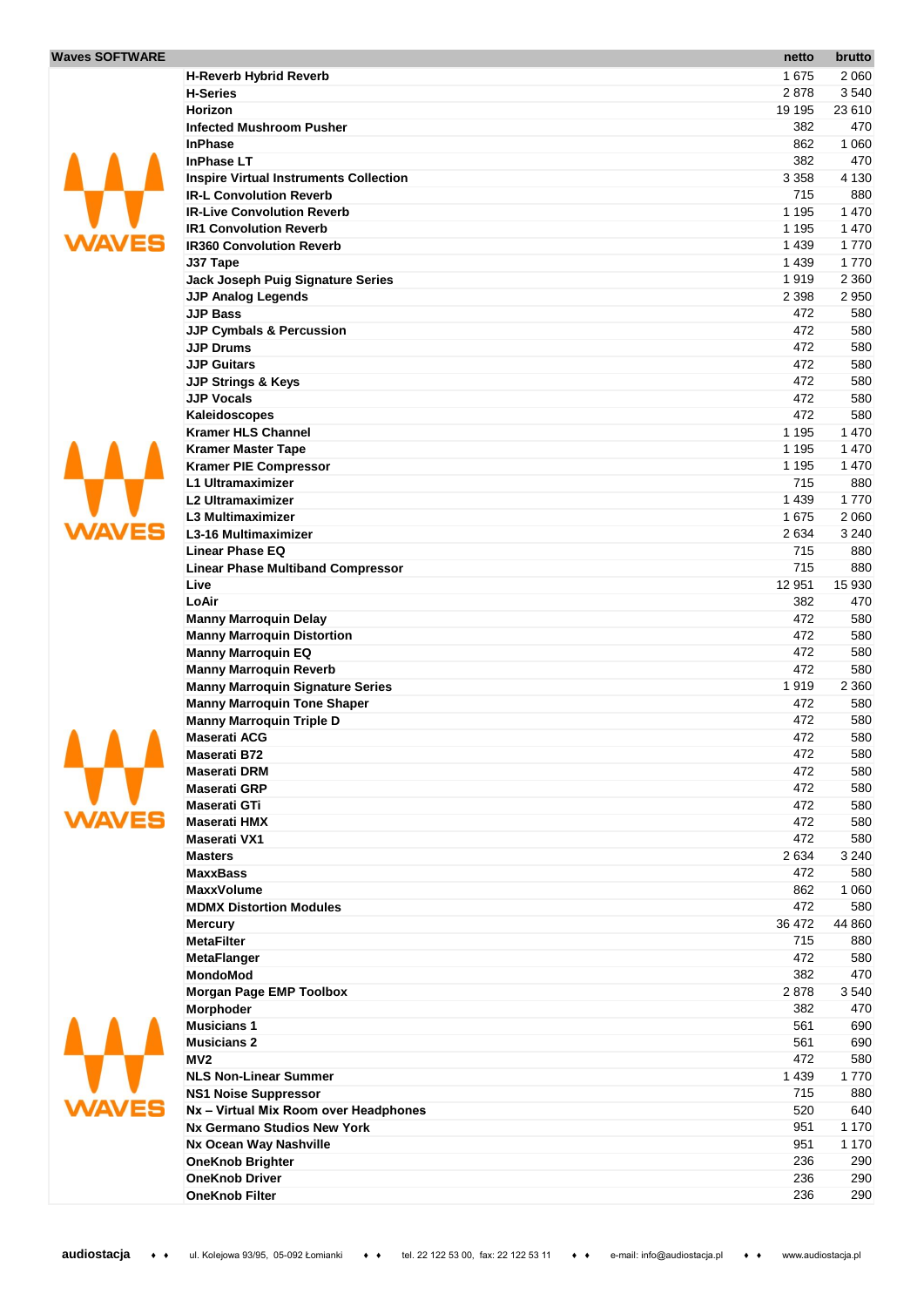| Waves SOFTWARE | | netto | brutto |
|---|---|---|---|
| | H-Reverb Hybrid Reverb | 1 675 | 2 060 |
| | H-Series | 2 878 | 3 540 |
| | Horizon | 19 195 | 23 610 |
| | Infected Mushroom Pusher | 382 | 470 |
| | InPhase | 862 | 1 060 |
| | InPhase LT | 382 | 470 |
| | Inspire Virtual Instruments Collection | 3 358 | 4 130 |
| | IR-L Convolution Reverb | 715 | 880 |
| | IR-Live Convolution Reverb | 1 195 | 1 470 |
| | IR1 Convolution Reverb | 1 195 | 1 470 |
| | IR360 Convolution Reverb | 1 439 | 1 770 |
| | J37 Tape | 1 439 | 1 770 |
| | Jack Joseph Puig Signature Series | 1 919 | 2 360 |
| | JJP Analog Legends | 2 398 | 2 950 |
| | JJP Bass | 472 | 580 |
| | JJP Cymbals & Percussion | 472 | 580 |
| | JJP Drums | 472 | 580 |
| | JJP Guitars | 472 | 580 |
| | JJP Strings & Keys | 472 | 580 |
| | JJP Vocals | 472 | 580 |
| | Kaleidoscopes | 472 | 580 |
| | Kramer HLS Channel | 1 195 | 1 470 |
| | Kramer Master Tape | 1 195 | 1 470 |
| | Kramer PIE Compressor | 1 195 | 1 470 |
| | L1 Ultramaximizer | 715 | 880 |
| | L2 Ultramaximizer | 1 439 | 1 770 |
| | L3 Multimaximizer | 1 675 | 2 060 |
| | L3-16 Multimaximizer | 2 634 | 3 240 |
| | Linear Phase EQ | 715 | 880 |
| | Linear Phase Multiband Compressor | 715 | 880 |
| | Live | 12 951 | 15 930 |
| | LoAir | 382 | 470 |
| | Manny Marroquin Delay | 472 | 580 |
| | Manny Marroquin Distortion | 472 | 580 |
| | Manny Marroquin EQ | 472 | 580 |
| | Manny Marroquin Reverb | 472 | 580 |
| | Manny Marroquin Signature Series | 1 919 | 2 360 |
| | Manny Marroquin Tone Shaper | 472 | 580 |
| | Manny Marroquin Triple D | 472 | 580 |
| | Maserati ACG | 472 | 580 |
| | Maserati B72 | 472 | 580 |
| | Maserati DRM | 472 | 580 |
| | Maserati GRP | 472 | 580 |
| | Maserati GTi | 472 | 580 |
| | Maserati HMX | 472 | 580 |
| | Maserati VX1 | 472 | 580 |
| | Masters | 2 634 | 3 240 |
| | MaxxBass | 472 | 580 |
| | MaxxVolume | 862 | 1 060 |
| | MDMX Distortion Modules | 472 | 580 |
| | Mercury | 36 472 | 44 860 |
| | MetaFilter | 715 | 880 |
| | MetaFlanger | 472 | 580 |
| | MondoMod | 382 | 470 |
| | Morgan Page EMP Toolbox | 2 878 | 3 540 |
| | Morphoder | 382 | 470 |
| | Musicians 1 | 561 | 690 |
| | Musicians 2 | 561 | 690 |
| | MV2 | 472 | 580 |
| | NLS Non-Linear Summer | 1 439 | 1 770 |
| | NS1 Noise Suppressor | 715 | 880 |
| | Nx – Virtual Mix Room over Headphones | 520 | 640 |
| | Nx Germano Studios New York | 951 | 1 170 |
| | Nx Ocean Way Nashville | 951 | 1 170 |
| | OneKnob Brighter | 236 | 290 |
| | OneKnob Driver | 236 | 290 |
| | OneKnob Filter | 236 | 290 |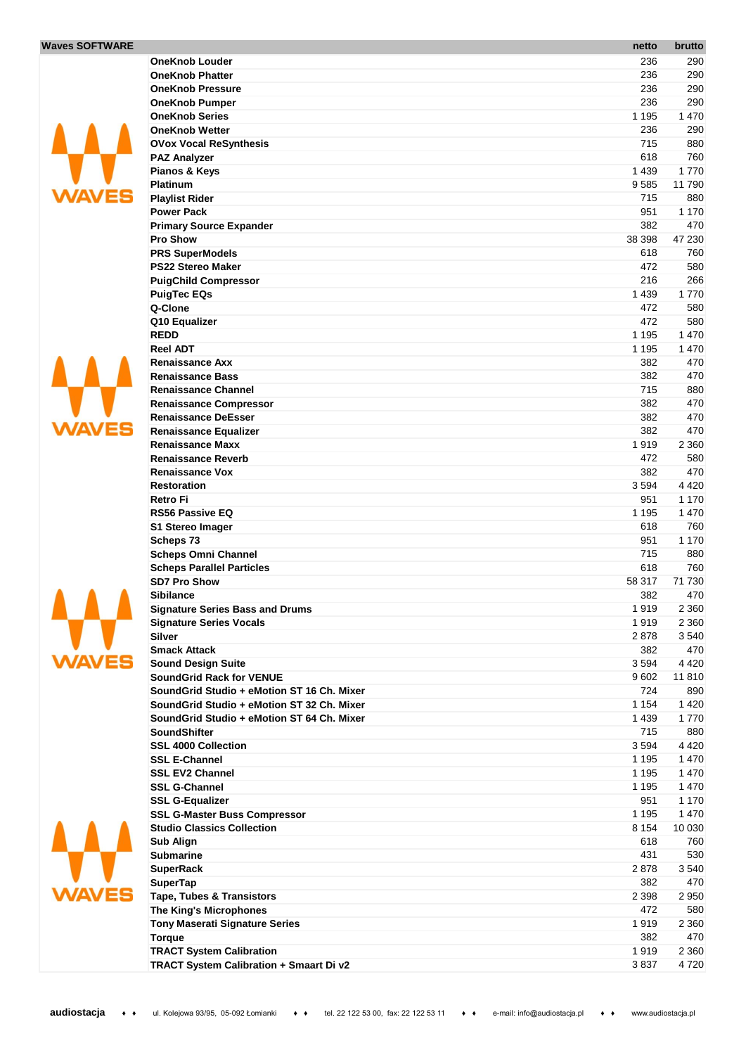| Waves SOFTWARE | netto | brutto |
|---|---|---|
| OneKnob Louder | 236 | 290 |
| OneKnob Phatter | 236 | 290 |
| OneKnob Pressure | 236 | 290 |
| OneKnob Pumper | 236 | 290 |
| OneKnob Series | 1 195 | 1 470 |
| OneKnob Wetter | 236 | 290 |
| OVox Vocal ReSynthesis | 715 | 880 |
| PAZ Analyzer | 618 | 760 |
| Pianos & Keys | 1 439 | 1 770 |
| Platinum | 9 585 | 11 790 |
| Playlist Rider | 715 | 880 |
| Power Pack | 951 | 1 170 |
| Primary Source Expander | 382 | 470 |
| Pro Show | 38 398 | 47 230 |
| PRS SuperModels | 618 | 760 |
| PS22 Stereo Maker | 472 | 580 |
| PuigChild Compressor | 216 | 266 |
| PuigTec EQs | 1 439 | 1 770 |
| Q-Clone | 472 | 580 |
| Q10 Equalizer | 472 | 580 |
| REDD | 1 195 | 1 470 |
| Reel ADT | 1 195 | 1 470 |
| Renaissance Axx | 382 | 470 |
| Renaissance Bass | 382 | 470 |
| Renaissance Channel | 715 | 880 |
| Renaissance Compressor | 382 | 470 |
| Renaissance DeEsser | 382 | 470 |
| Renaissance Equalizer | 382 | 470 |
| Renaissance Maxx | 1 919 | 2 360 |
| Renaissance Reverb | 472 | 580 |
| Renaissance Vox | 382 | 470 |
| Restoration | 3 594 | 4 420 |
| Retro Fi | 951 | 1 170 |
| RS56 Passive EQ | 1 195 | 1 470 |
| S1 Stereo Imager | 618 | 760 |
| Scheps 73 | 951 | 1 170 |
| Scheps Omni Channel | 715 | 880 |
| Scheps Parallel Particles | 618 | 760 |
| SD7 Pro Show | 58 317 | 71 730 |
| Sibilance | 382 | 470 |
| Signature Series Bass and Drums | 1 919 | 2 360 |
| Signature Series Vocals | 1 919 | 2 360 |
| Silver | 2 878 | 3 540 |
| Smack Attack | 382 | 470 |
| Sound Design Suite | 3 594 | 4 420 |
| SoundGrid Rack for VENUE | 9 602 | 11 810 |
| SoundGrid Studio + eMotion ST 16 Ch. Mixer | 724 | 890 |
| SoundGrid Studio + eMotion ST 32 Ch. Mixer | 1 154 | 1 420 |
| SoundGrid Studio + eMotion ST 64 Ch. Mixer | 1 439 | 1 770 |
| SoundShifter | 715 | 880 |
| SSL 4000 Collection | 3 594 | 4 420 |
| SSL E-Channel | 1 195 | 1 470 |
| SSL EV2 Channel | 1 195 | 1 470 |
| SSL G-Channel | 1 195 | 1 470 |
| SSL G-Equalizer | 951 | 1 170 |
| SSL G-Master Buss Compressor | 1 195 | 1 470 |
| Studio Classics Collection | 8 154 | 10 030 |
| Sub Align | 618 | 760 |
| Submarine | 431 | 530 |
| SuperRack | 2 878 | 3 540 |
| SuperTap | 382 | 470 |
| Tape, Tubes & Transistors | 2 398 | 2 950 |
| The King's Microphones | 472 | 580 |
| Tony Maserati Signature Series | 1 919 | 2 360 |
| Torque | 382 | 470 |
| TRACT System Calibration | 1 919 | 2 360 |
| TRACT System Calibration + Smaart Di v2 | 3 837 | 4 720 |

**audiostacja** ♦ ♦ ul. Kolejowa 93/95, 05-092 Łomianki ♦ ♦ tel. 22 122 53 00, fax: 22 122 53 11 ♦ ♦ e-mail: info@audiostacja.pl ♦ ♦ www.audiostacja.pl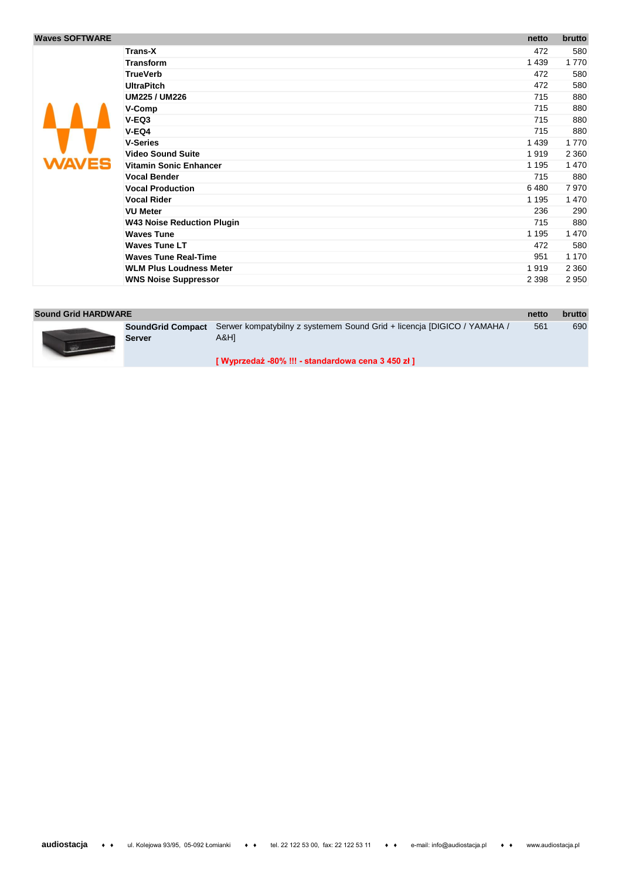| Waves SOFTWARE | netto | brutto |
|---|---|---|
| **Trans-X** | 472 | 580 |
| **Transform** | 1 439 | 1 770 |
| **TrueVerb** | 472 | 580 |
| **UltraPitch** | 472 | 580 |
| **UM225 / UM226** | 715 | 880 |
| **V-Comp** | 715 | 880 |
| **V-EQ3** | 715 | 880 |
| **V-EQ4** | 715 | 880 |
| **V-Series** | 1 439 | 1 770 |
| **Video Sound Suite** | 1 919 | 2 360 |
| **Vitamin Sonic Enhancer** | 1 195 | 1 470 |
| **Vocal Bender** | 715 | 880 |
| **Vocal Production** | 6 480 | 7 970 |
| **Vocal Rider** | 1 195 | 1 470 |
| **VU Meter** | 236 | 290 |
| **W43 Noise Reduction Plugin** | 715 | 880 |
| **Waves Tune** | 1 195 | 1 470 |
| **Waves Tune LT** | 472 | 580 |
| **Waves Tune Real-Time** | 951 | 1 170 |
| **WLM Plus Loudness Meter** | 1 919 | 2 360 |
| **WNS Noise Suppressor** | 2 398 | 2 950 |

| Sound Grid HARDWARE | | netto | brutto |
|---|---|---|---|
| **SoundGrid Compact Server** | Serwer kompatybilny z systemem Sound Grid + licencja [DIGICO / YAMAHA / A&H]<br><br>**[ Wyprzedaż -80% !!! - standardowa cena 3 450 zł ]** | 561 | 690 |